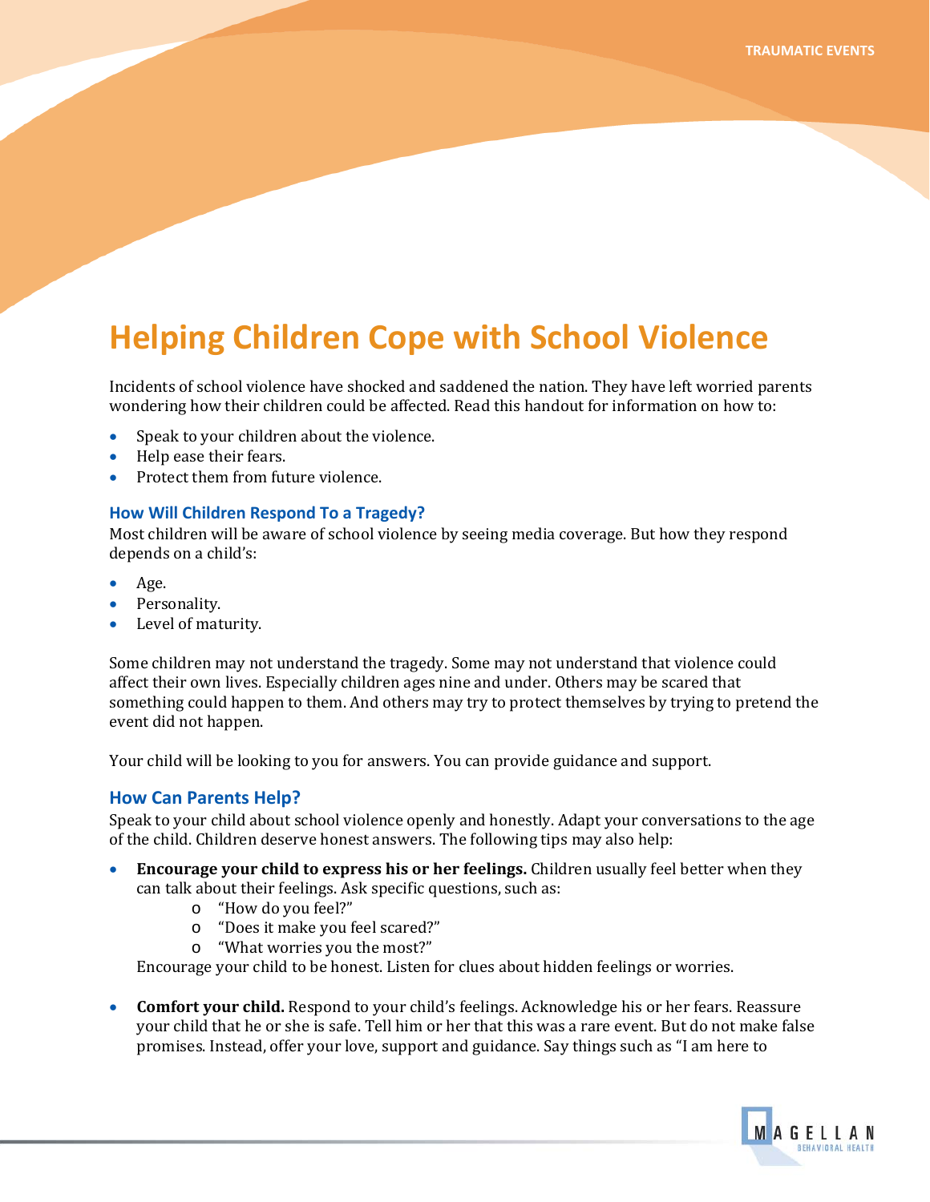TRAUMATIC EVENTS

# Helping Children Cope with School Violence

Incidents of school violence have shocked and saddened the nation. They have left worried parents wondering how their children could be affected. Read this handout for information on how to:

- Speak to your children about the violence.
- Help ease their fears.
- Protect them from future violence.

### How Will Children Respond To a Tragedy?

Most children will be aware of school violence by seeing media coverage. But how they respond depends on a child's:

- Age.
- Personality.
- Level of maturity.

Some children may not understand the tragedy. Some may not understand that violence could affect their own lives. Especially children ages nine and under. Others may be scared that something could happen to them. And others may try to protect themselves by trying to pretend the event did not happen.

Your child will be looking to you for answers. You can provide guidance and support.

### How Can Parents Help?

Speak to your child about school violence openly and honestly. Adapt your conversations to the age of the child. Children deserve honest answers. The following tips may also help:

- **Encourage your child to express his or her feelings.** Children usually feel better when they can talk about their feelings. Ask specific questions, such as:
  - "How do you feel?"
  - "Does it make you feel scared?"
  - "What worries you the most?"

  Encourage your child to be honest. Listen for clues about hidden feelings or worries.

- **Comfort your child.** Respond to your child's feelings. Acknowledge his or her fears. Reassure your child that he or she is safe. Tell him or her that this was a rare event. But do not make false promises. Instead, offer your love, support and guidance. Say things such as "I am here to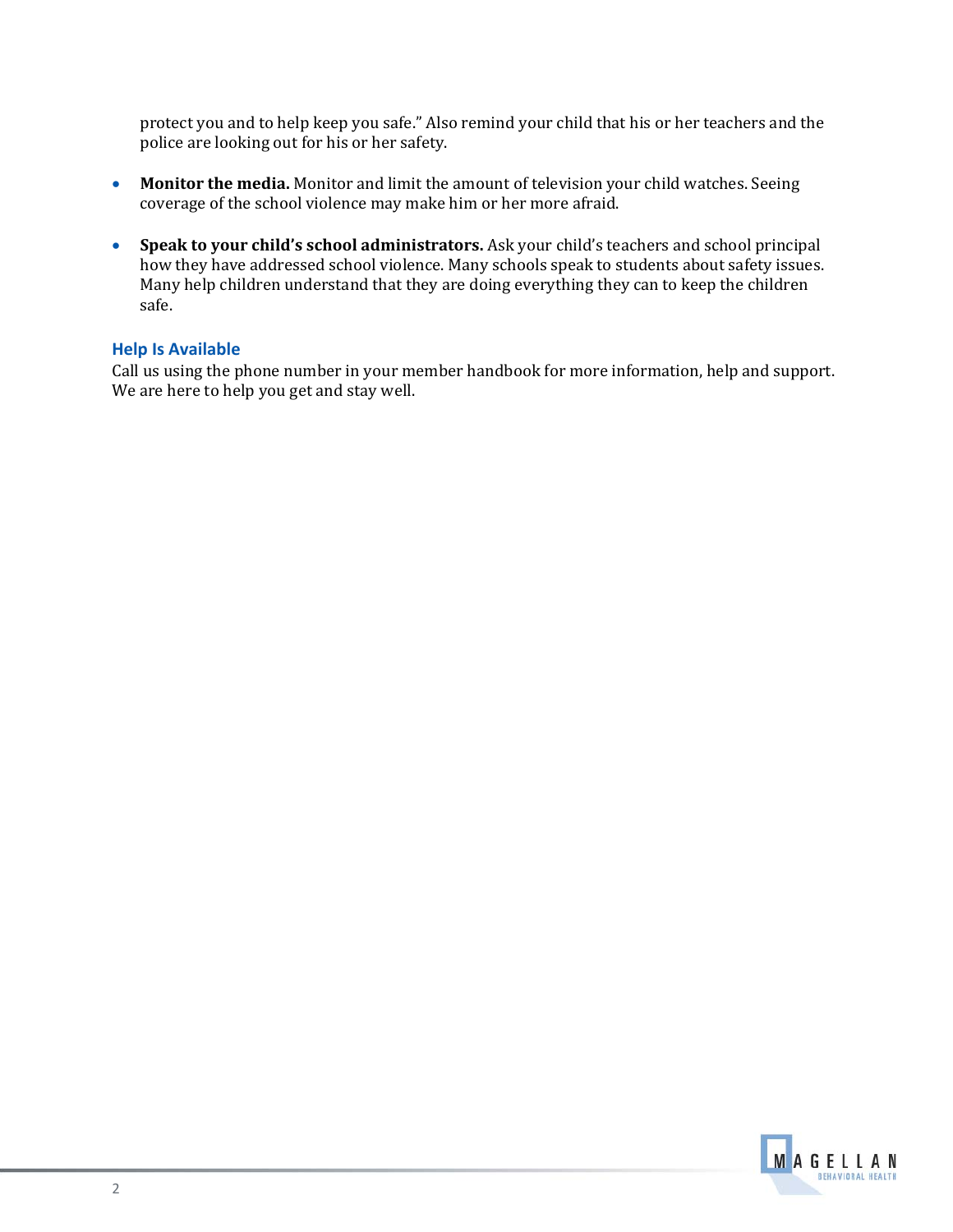protect you and to help keep you safe." Also remind your child that his or her teachers and the police are looking out for his or her safety.

- **Monitor the media.** Monitor and limit the amount of television your child watches. Seeing coverage of the school violence may make him or her more afraid.

- **Speak to your child's school administrators.** Ask your child's teachers and school principal how they have addressed school violence. Many schools speak to students about safety issues. Many help children understand that they are doing everything they can to keep the children safe.

## Help Is Available

Call us using the phone number in your member handbook for more information, help and support. We are here to help you get and stay well.